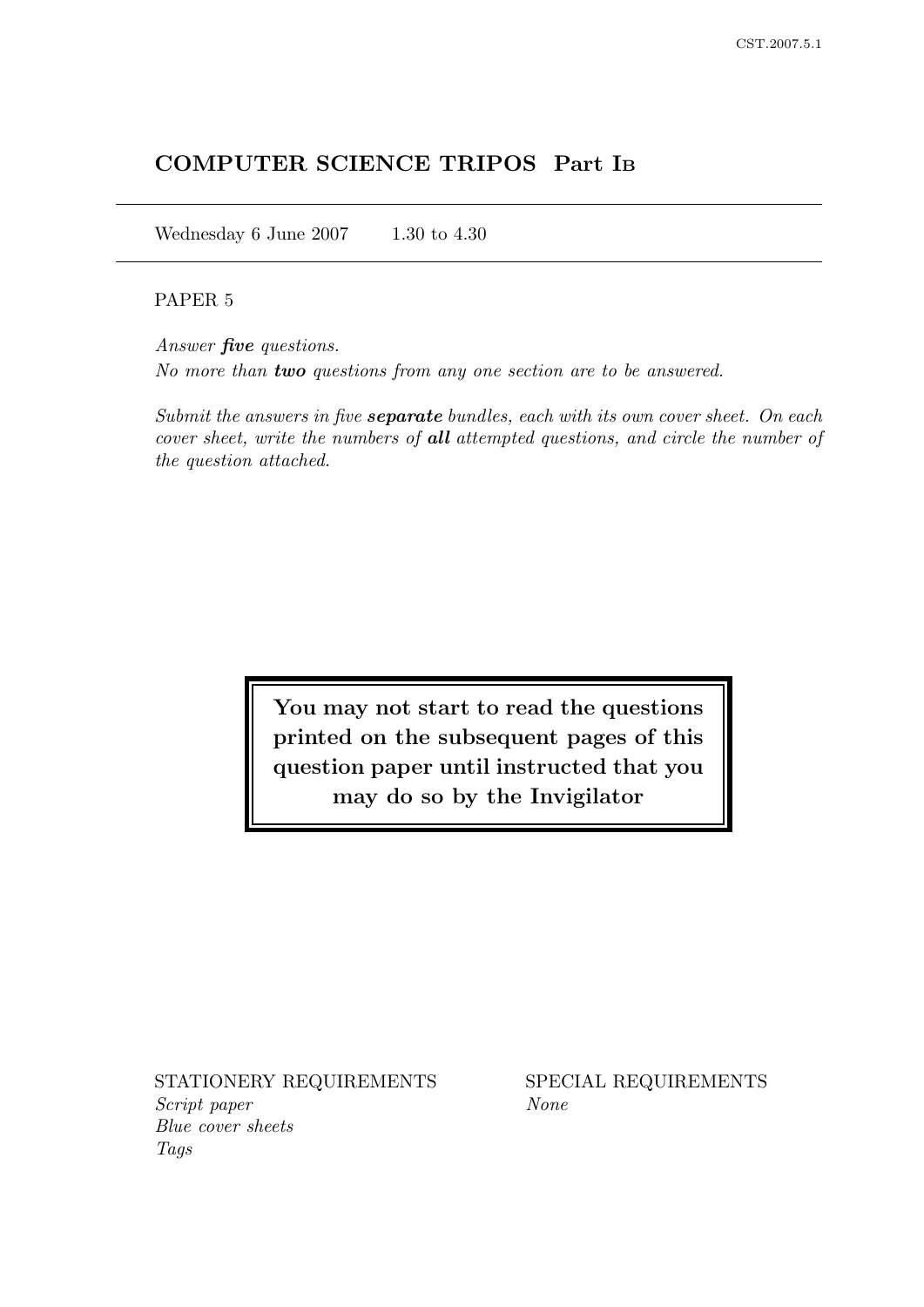# COMPUTER SCIENCE TRIPOS Part IB

Wednesday 6 June 2007 1.30 to 4.30

PAPER 5

*Answer **five** questions.*

*No more than **two** questions from any one section are to be answered.*

*Submit the answers in five **separate** bundles, each with its own cover sheet. On each cover sheet, write the numbers of **all** attempted questions, and circle the number of the question attached.*

**You may not start to read the questions printed on the subsequent pages of this question paper until instructed that you may do so by the Invigilator**

STATIONERY REQUIREMENTS

*Script paper*
*Blue cover sheets*
*Tags*

SPECIAL REQUIREMENTS

*None*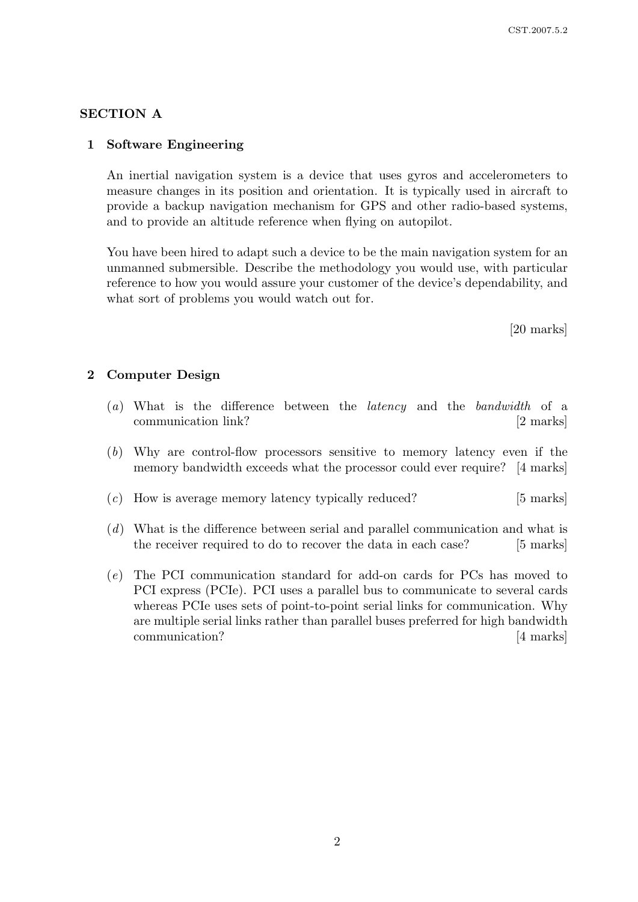## SECTION A

### 1 Software Engineering

An inertial navigation system is a device that uses gyros and accelerometers to measure changes in its position and orientation. It is typically used in aircraft to provide a backup navigation mechanism for GPS and other radio-based systems, and to provide an altitude reference when flying on autopilot.

You have been hired to adapt such a device to be the main navigation system for an unmanned submersible. Describe the methodology you would use, with particular reference to how you would assure your customer of the device's dependability, and what sort of problems you would watch out for.

[20 marks]

### 2 Computer Design

(*a*) What is the difference between the *latency* and the *bandwidth* of a communication link? [2 marks]

(*b*) Why are control-flow processors sensitive to memory latency even if the memory bandwidth exceeds what the processor could ever require? [4 marks]

(*c*) How is average memory latency typically reduced? [5 marks]

(*d*) What is the difference between serial and parallel communication and what is the receiver required to do to recover the data in each case? [5 marks]

(*e*) The PCI communication standard for add-on cards for PCs has moved to PCI express (PCIe). PCI uses a parallel bus to communicate to several cards whereas PCIe uses sets of point-to-point serial links for communication. Why are multiple serial links rather than parallel buses preferred for high bandwidth communication? [4 marks]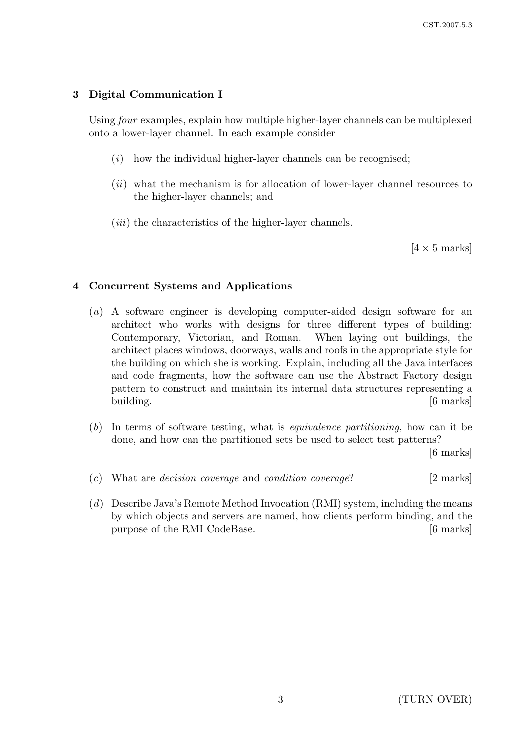## 3 Digital Communication I

Using *four* examples, explain how multiple higher-layer channels can be multiplexed onto a lower-layer channel. In each example consider

(*i*) how the individual higher-layer channels can be recognised;

(*ii*) what the mechanism is for allocation of lower-layer channel resources to the higher-layer channels; and

(*iii*) the characteristics of the higher-layer channels.

[4 × 5 marks]

## 4 Concurrent Systems and Applications

(*a*) A software engineer is developing computer-aided design software for an architect who works with designs for three different types of building: Contemporary, Victorian, and Roman. When laying out buildings, the architect places windows, doorways, walls and roofs in the appropriate style for the building on which she is working. Explain, including all the Java interfaces and code fragments, how the software can use the Abstract Factory design pattern to construct and maintain its internal data structures representing a building. [6 marks]

(*b*) In terms of software testing, what is *equivalence partitioning*, how can it be done, and how can the partitioned sets be used to select test patterns? [6 marks]

(*c*) What are *decision coverage* and *condition coverage*? [2 marks]

(*d*) Describe Java's Remote Method Invocation (RMI) system, including the means by which objects and servers are named, how clients perform binding, and the purpose of the RMI CodeBase. [6 marks]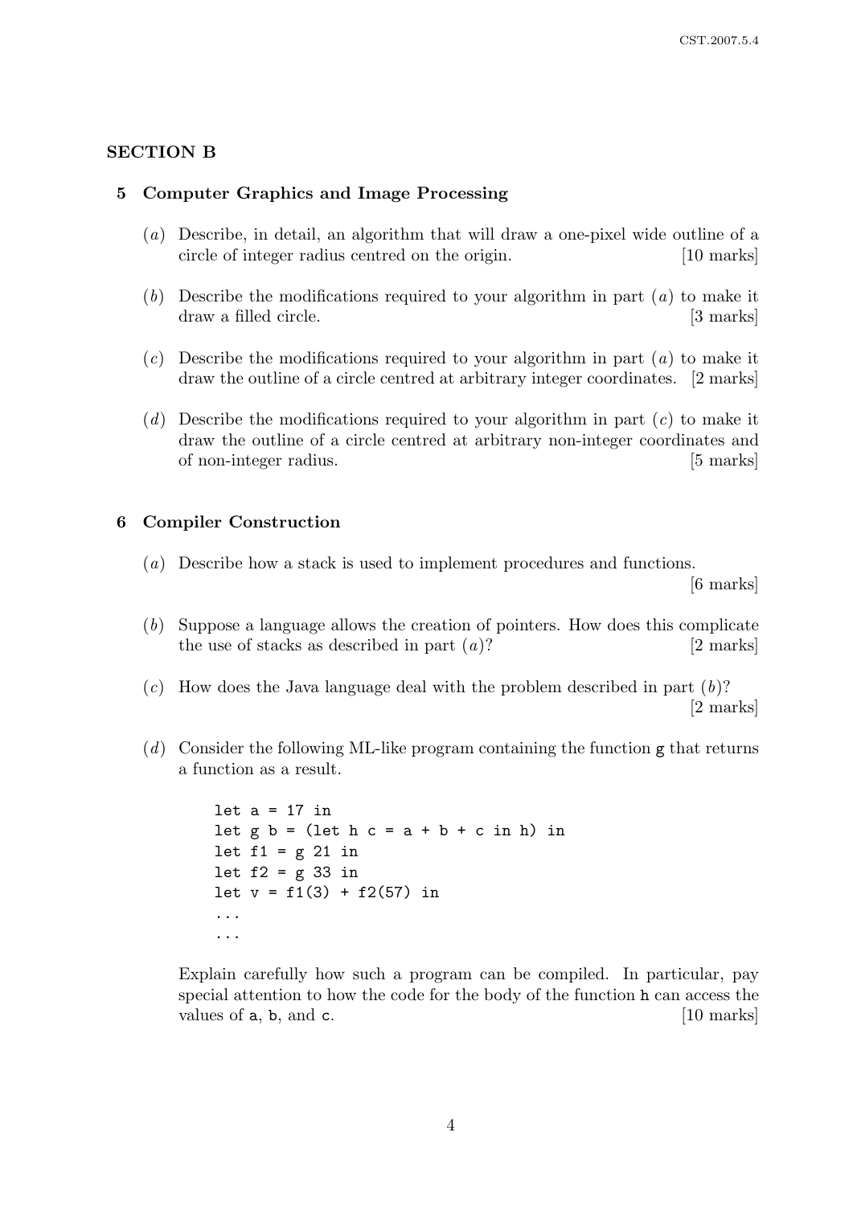## SECTION B

### 5 Computer Graphics and Image Processing

(*a*) Describe, in detail, an algorithm that will draw a one-pixel wide outline of a circle of integer radius centred on the origin. [10 marks]

(*b*) Describe the modifications required to your algorithm in part (*a*) to make it draw a filled circle. [3 marks]

(*c*) Describe the modifications required to your algorithm in part (*a*) to make it draw the outline of a circle centred at arbitrary integer coordinates. [2 marks]

(*d*) Describe the modifications required to your algorithm in part (*c*) to make it draw the outline of a circle centred at arbitrary non-integer coordinates and of non-integer radius. [5 marks]

### 6 Compiler Construction

(*a*) Describe how a stack is used to implement procedures and functions. [6 marks]

(*b*) Suppose a language allows the creation of pointers. How does this complicate the use of stacks as described in part (*a*)? [2 marks]

(*c*) How does the Java language deal with the problem described in part (*b*)? [2 marks]

(*d*) Consider the following ML-like program containing the function `g` that returns a function as a result.

```
let a = 17 in
let g b = (let h c = a + b + c in h) in
let f1 = g 21 in
let f2 = g 33 in
let v = f1(3) + f2(57) in
...
...
```

Explain carefully how such a program can be compiled. In particular, pay special attention to how the code for the body of the function `h` can access the values of `a`, `b`, and `c`. [10 marks]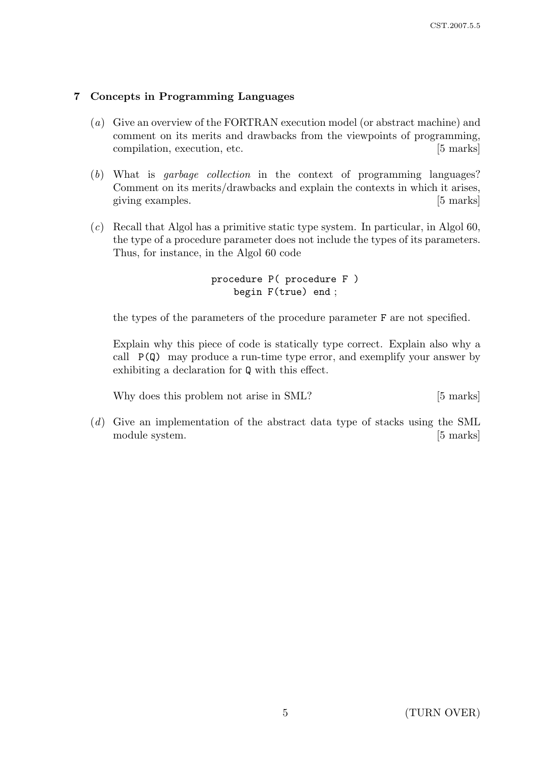## 7 Concepts in Programming Languages

(*a*) Give an overview of the FORTRAN execution model (or abstract machine) and comment on its merits and drawbacks from the viewpoints of programming, compilation, execution, etc. [5 marks]

(*b*) What is *garbage collection* in the context of programming languages? Comment on its merits/drawbacks and explain the contexts in which it arises, giving examples. [5 marks]

(*c*) Recall that Algol has a primitive static type system. In particular, in Algol 60, the type of a procedure parameter does not include the types of its parameters. Thus, for instance, in the Algol 60 code

```
procedure P( procedure F )
    begin F(true) end ;
```

the types of the parameters of the procedure parameter `F` are not specified.

Explain why this piece of code is statically type correct. Explain also why a call `P(Q)` may produce a run-time type error, and exemplify your answer by exhibiting a declaration for `Q` with this effect.

Why does this problem not arise in SML? [5 marks]

(*d*) Give an implementation of the abstract data type of stacks using the SML module system. [5 marks]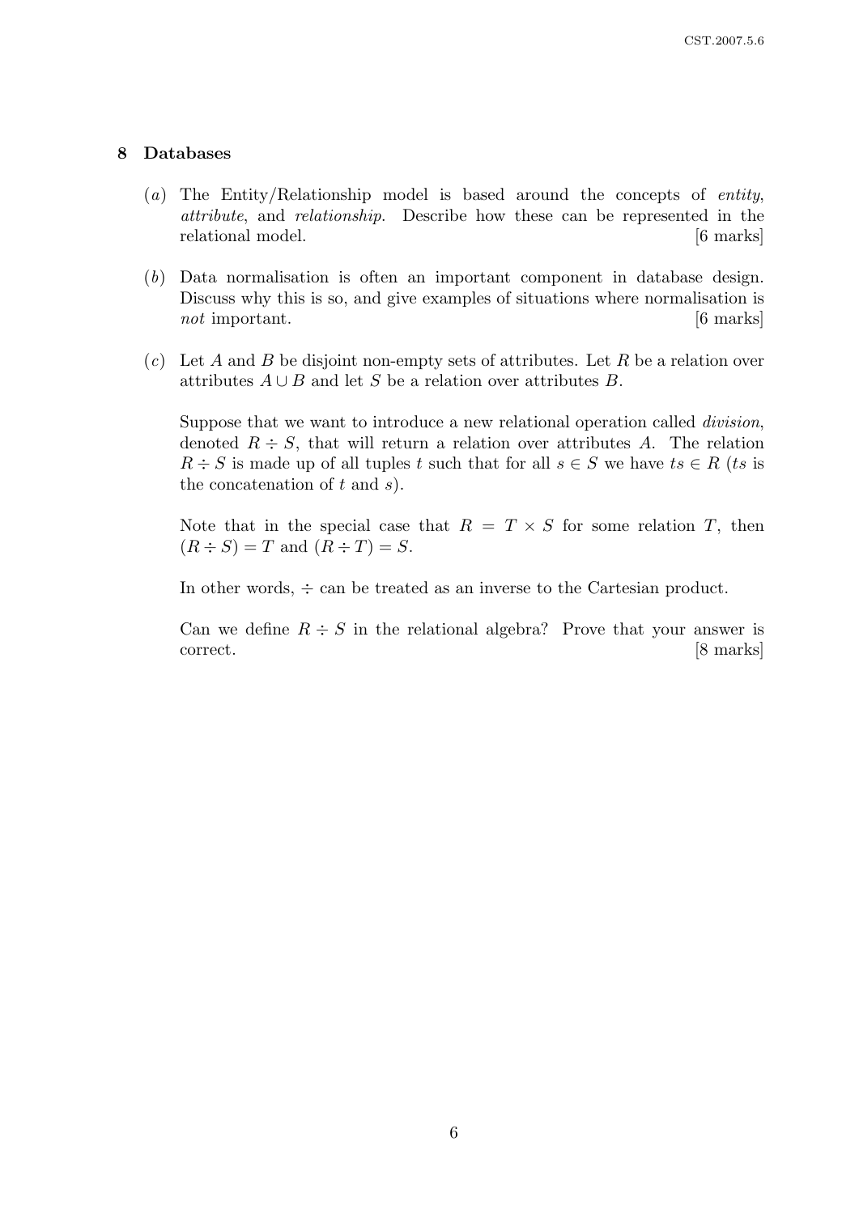## 8 Databases

(*a*) The Entity/Relationship model is based around the concepts of *entity*, *attribute*, and *relationship*. Describe how these can be represented in the relational model. [6 marks]

(*b*) Data normalisation is often an important component in database design. Discuss why this is so, and give examples of situations where normalisation is *not* important. [6 marks]

(*c*) Let $A$ and $B$ be disjoint non-empty sets of attributes. Let $R$ be a relation over attributes $A \cup B$ and let $S$ be a relation over attributes $B$.

Suppose that we want to introduce a new relational operation called *division*, denoted $R \div S$, that will return a relation over attributes $A$. The relation $R \div S$ is made up of all tuples $t$ such that for all $s \in S$ we have $ts \in R$ ($ts$ is the concatenation of $t$ and $s$).

Note that in the special case that $R = T \times S$ for some relation $T$, then $(R \div S) = T$ and $(R \div T) = S$.

In other words, $\div$ can be treated as an inverse to the Cartesian product.

Can we define $R \div S$ in the relational algebra? Prove that your answer is correct. [8 marks]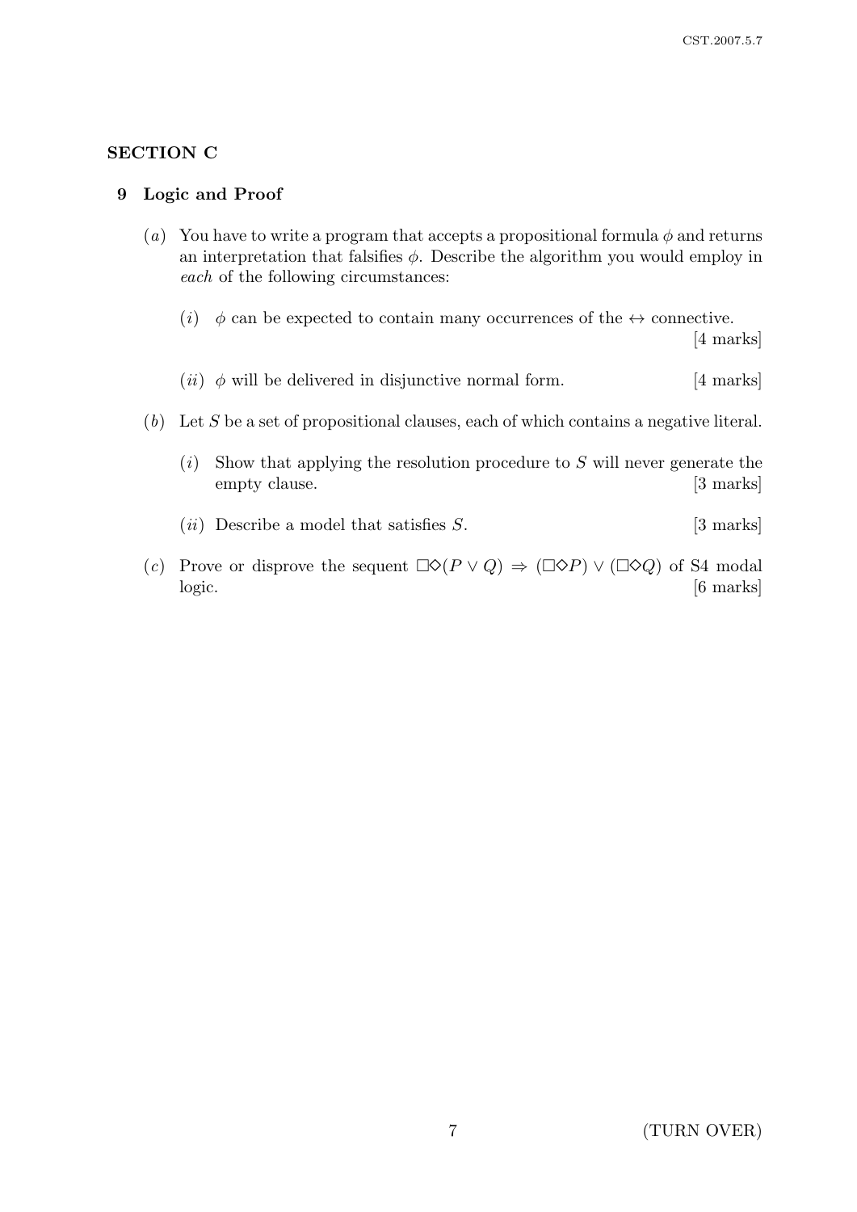## SECTION C

### 9 Logic and Proof

(*a*) You have to write a program that accepts a propositional formula $\phi$ and returns an interpretation that falsifies $\phi$. Describe the algorithm you would employ in *each* of the following circumstances:

(*i*) $\phi$ can be expected to contain many occurrences of the $\leftrightarrow$ connective. [4 marks]

(*ii*) $\phi$ will be delivered in disjunctive normal form. [4 marks]

(*b*) Let $S$ be a set of propositional clauses, each of which contains a negative literal.

(*i*) Show that applying the resolution procedure to $S$ will never generate the empty clause. [3 marks]

(*ii*) Describe a model that satisfies $S$. [3 marks]

(*c*) Prove or disprove the sequent $\Box\Diamond(P \vee Q) \Rightarrow (\Box\Diamond P) \vee (\Box\Diamond Q)$ of S4 modal logic. [6 marks]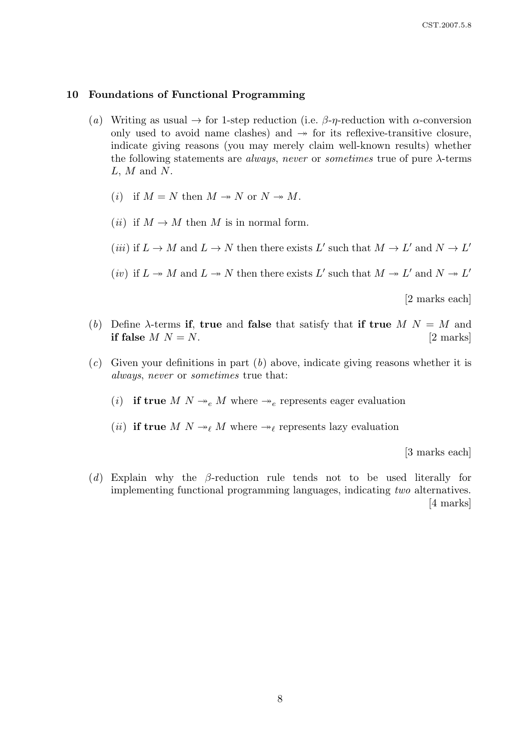## 10 Foundations of Functional Programming

(*a*) Writing as usual $\rightarrow$ for 1-step reduction (i.e. $\beta$-$\eta$-reduction with $\alpha$-conversion only used to avoid name clashes) and $\twoheadrightarrow$ for its reflexive-transitive closure, indicate giving reasons (you may merely claim well-known results) whether the following statements are *always*, *never* or *sometimes* true of pure $\lambda$-terms $L$, $M$ and $N$.

(*i*) if $M = N$ then $M \twoheadrightarrow N$ or $N \twoheadrightarrow M$.

(*ii*) if $M \rightarrow M$ then $M$ is in normal form.

(*iii*) if $L \rightarrow M$ and $L \rightarrow N$ then there exists $L'$ such that $M \rightarrow L'$ and $N \rightarrow L'$

(*iv*) if $L \twoheadrightarrow M$ and $L \twoheadrightarrow N$ then there exists $L'$ such that $M \twoheadrightarrow L'$ and $N \twoheadrightarrow L'$

[2 marks each]

(*b*) Define $\lambda$-terms **if**, **true** and **false** that satisfy that **if true** $M$ $N = M$ and **if false** $M$ $N = N$. [2 marks]

(*c*) Given your definitions in part (*b*) above, indicate giving reasons whether it is *always*, *never* or *sometimes* true that:

(*i*) **if true** $M$ $N \twoheadrightarrow_e M$ where $\twoheadrightarrow_e$ represents eager evaluation

(*ii*) **if true** $M$ $N \twoheadrightarrow_\ell M$ where $\twoheadrightarrow_\ell$ represents lazy evaluation

[3 marks each]

(*d*) Explain why the $\beta$-reduction rule tends not to be used literally for implementing functional programming languages, indicating *two* alternatives. [4 marks]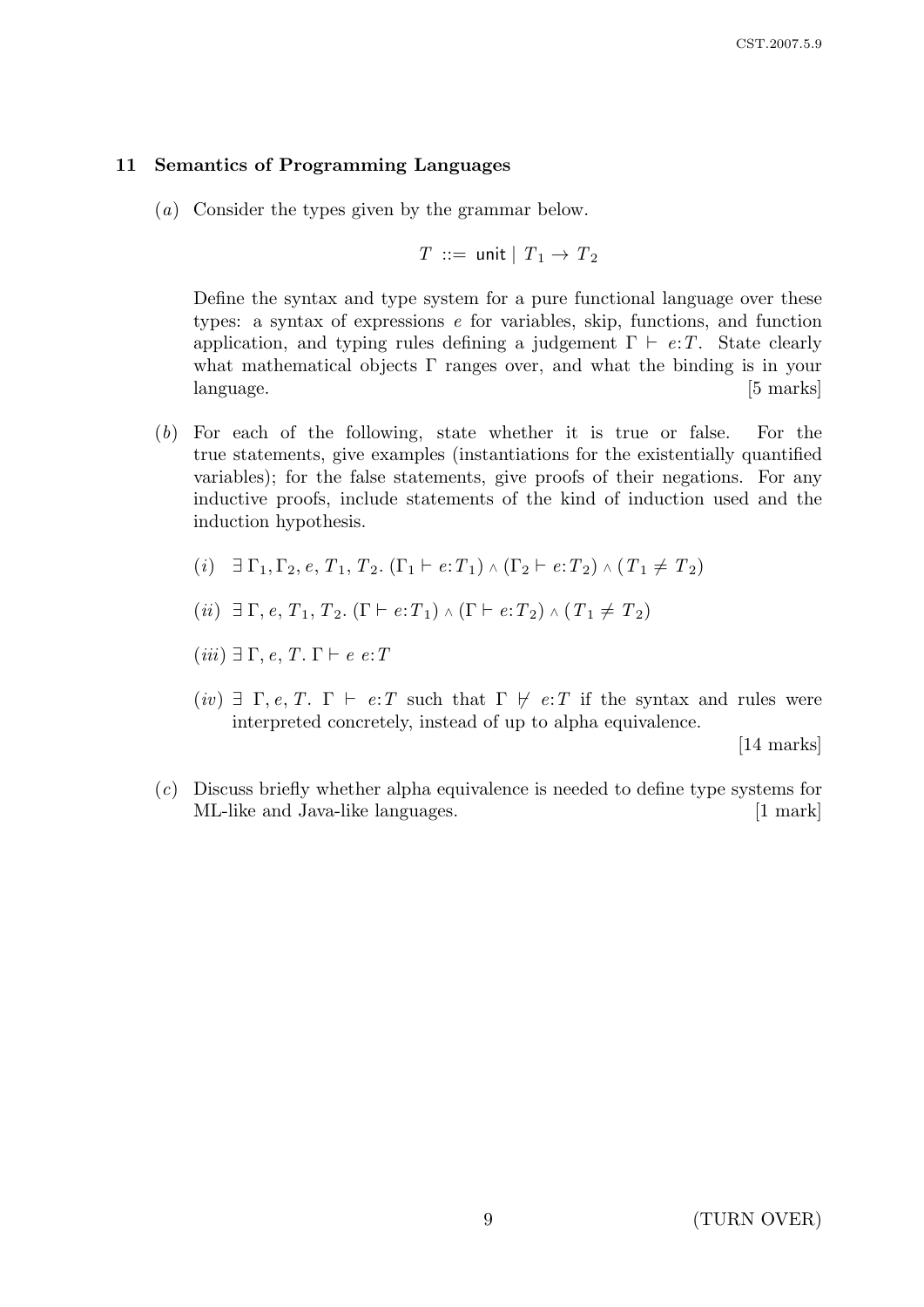## 11 Semantics of Programming Languages

(*a*) Consider the types given by the grammar below.

$$T ::= \mathsf{unit} \mid T_1 \rightarrow T_2$$

Define the syntax and type system for a pure functional language over these types: a syntax of expressions $e$ for variables, skip, functions, and function application, and typing rules defining a judgement $\Gamma \vdash e{:}T$. State clearly what mathematical objects $\Gamma$ ranges over, and what the binding is in your language. [5 marks]

(*b*) For each of the following, state whether it is true or false. For the true statements, give examples (instantiations for the existentially quantified variables); for the false statements, give proofs of their negations. For any inductive proofs, include statements of the kind of induction used and the induction hypothesis.

(*i*) $\exists\, \Gamma_1, \Gamma_2, e, T_1, T_2.\ (\Gamma_1 \vdash e{:}T_1) \wedge (\Gamma_2 \vdash e{:}T_2) \wedge (T_1 \neq T_2)$

(*ii*) $\exists\, \Gamma, e, T_1, T_2.\ (\Gamma \vdash e{:}T_1) \wedge (\Gamma \vdash e{:}T_2) \wedge (T_1 \neq T_2)$

(*iii*) $\exists\, \Gamma, e, T.\ \Gamma \vdash e\ e{:}T$

(*iv*) $\exists\ \Gamma, e, T.\ \Gamma \vdash e{:}T$ such that $\Gamma \nvdash e{:}T$ if the syntax and rules were interpreted concretely, instead of up to alpha equivalence.

[14 marks]

(*c*) Discuss briefly whether alpha equivalence is needed to define type systems for ML-like and Java-like languages. [1 mark]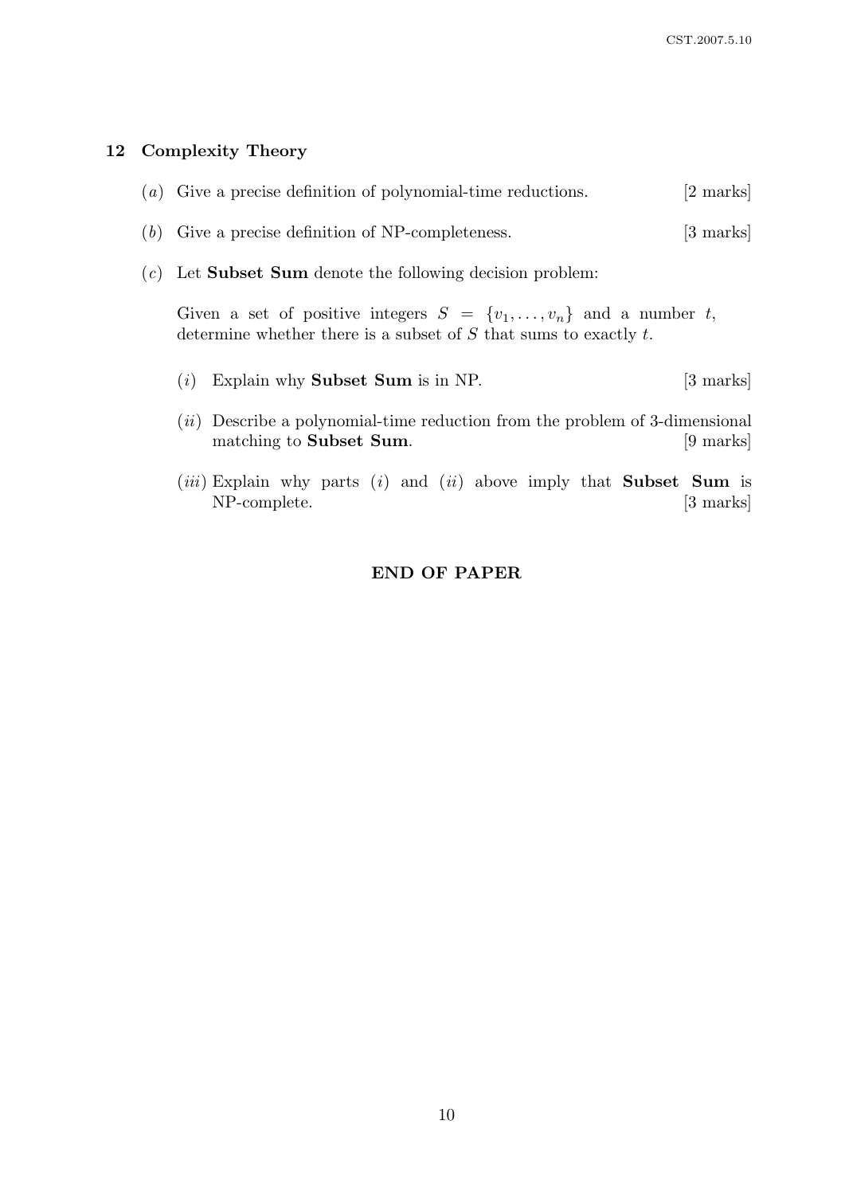## 12 Complexity Theory

(*a*) Give a precise definition of polynomial-time reductions. [2 marks]

(*b*) Give a precise definition of NP-completeness. [3 marks]

(*c*) Let **Subset Sum** denote the following decision problem:

Given a set of positive integers $S = \{v_1, \ldots, v_n\}$ and a number $t$, determine whether there is a subset of $S$ that sums to exactly $t$.

(*i*) Explain why **Subset Sum** is in NP. [3 marks]

(*ii*) Describe a polynomial-time reduction from the problem of 3-dimensional matching to **Subset Sum**. [9 marks]

(*iii*) Explain why parts (*i*) and (*ii*) above imply that **Subset Sum** is NP-complete. [3 marks]

**END OF PAPER**